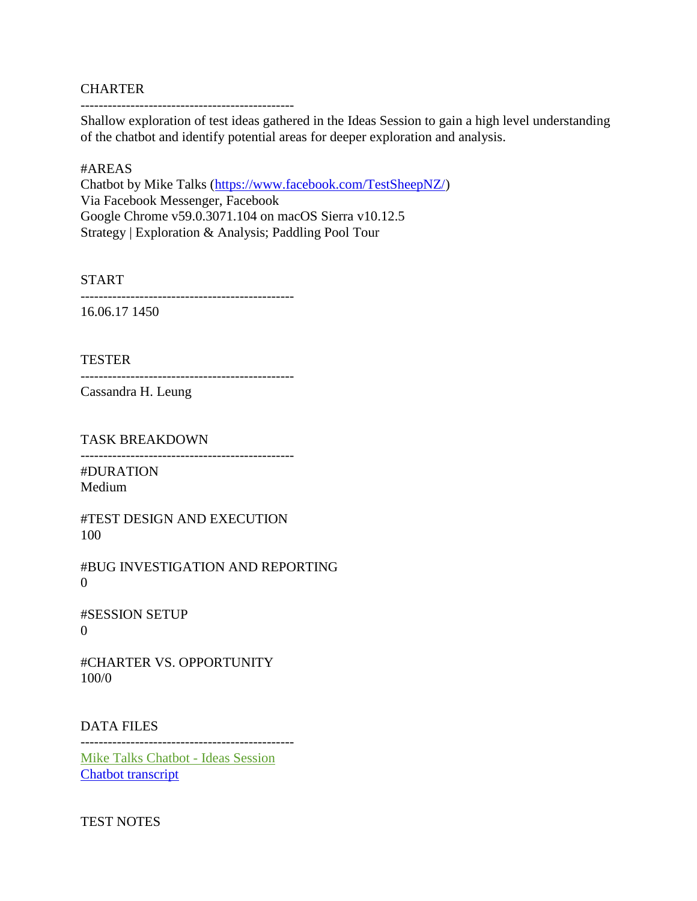CHARTER

----------------------------------------------

Shallow exploration of test ideas gathered in the Ideas Session to gain a high level understanding of the chatbot and identify potential areas for deeper exploration and analysis.

#AREAS
Chatbot by Mike Talks ([https://www.facebook.com/TestSheepNZ/](https://www.facebook.com/TestSheepNZ/))
Via Facebook Messenger, Facebook
Google Chrome v59.0.3071.104 on macOS Sierra v10.12.5
Strategy | Exploration & Analysis; Paddling Pool Tour

START

----------------------------------------------

16.06.17 1450

TESTER

----------------------------------------------

Cassandra H. Leung

TASK BREAKDOWN

----------------------------------------------

#DURATION
Medium

#TEST DESIGN AND EXECUTION
100

#BUG INVESTIGATION AND REPORTING
0

#SESSION SETUP
0

#CHARTER VS. OPPORTUNITY
100/0

DATA FILES

----------------------------------------------

Mike Talks Chatbot - Ideas Session
Chatbot transcript

TEST NOTES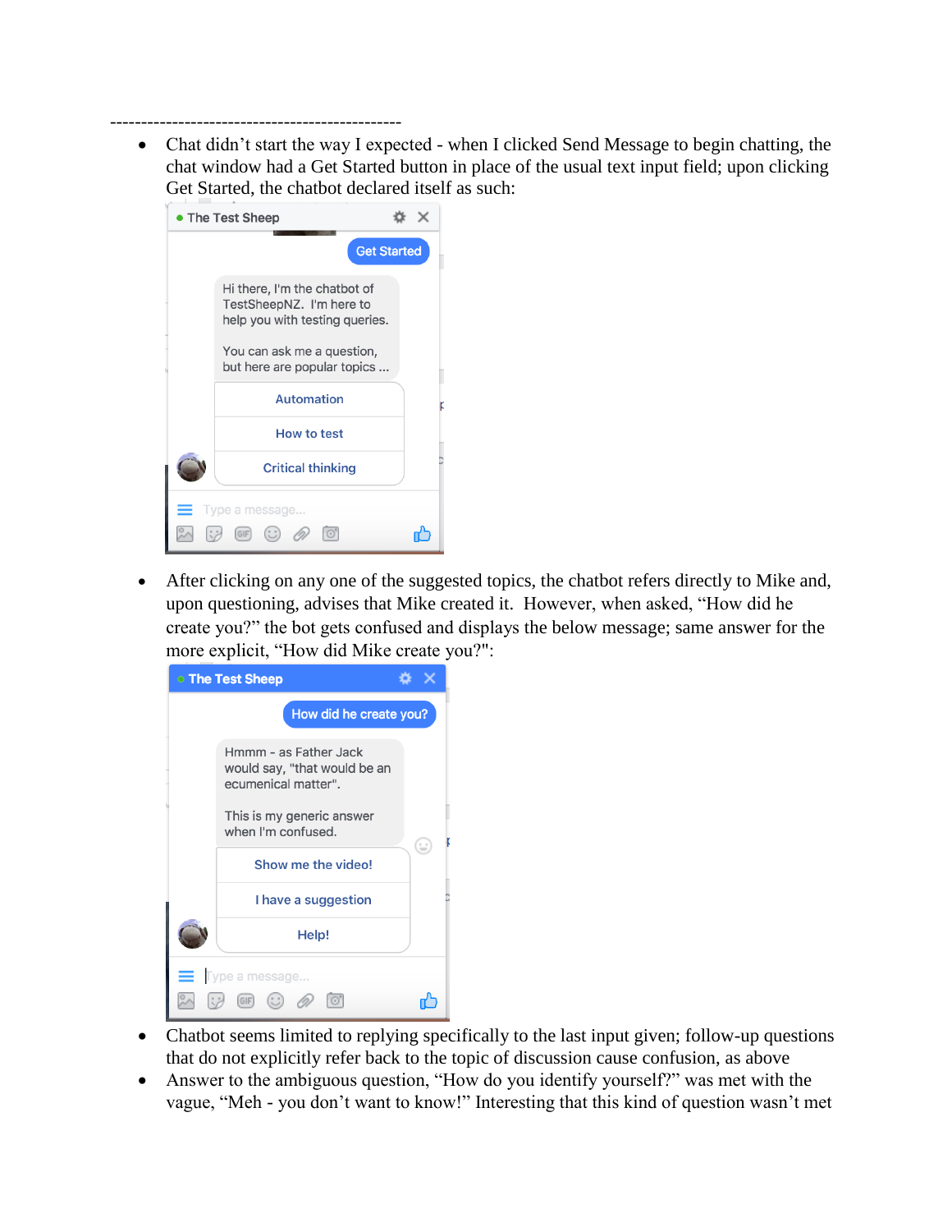-----------------------------------------------

- Chat didn't start the way I expected - when I clicked Send Message to begin chatting, the chat window had a Get Started button in place of the usual text input field; upon clicking Get Started, the chatbot declared itself as such:

- After clicking on any one of the suggested topics, the chatbot refers directly to Mike and, upon questioning, advises that Mike created it. However, when asked, "How did he create you?" the bot gets confused and displays the below message; same answer for the more explicit, "How did Mike create you?":

- Chatbot seems limited to replying specifically to the last input given; follow-up questions that do not explicitly refer back to the topic of discussion cause confusion, as above
- Answer to the ambiguous question, "How do you identify yourself?" was met with the vague, "Meh - you don't want to know!" Interesting that this kind of question wasn't met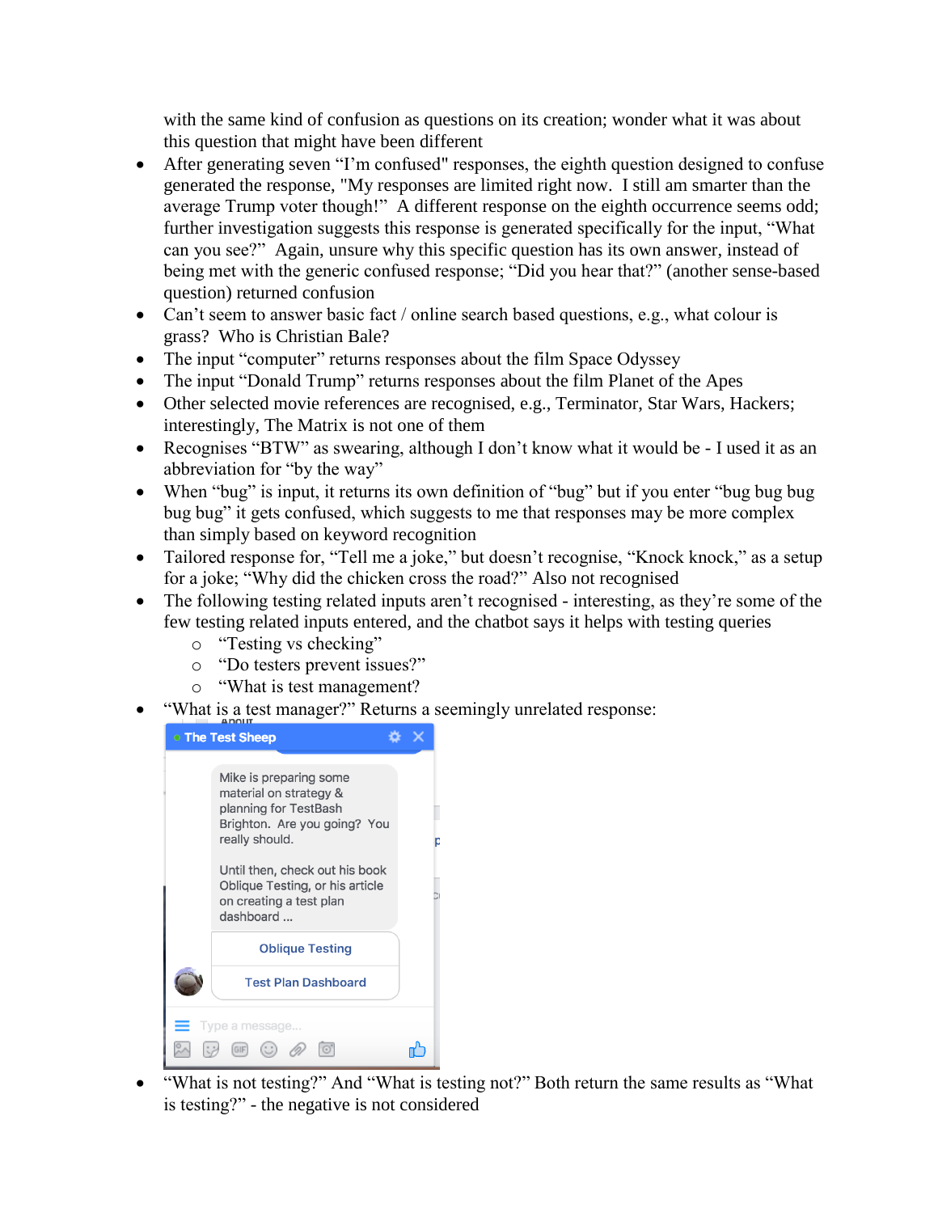with the same kind of confusion as questions on its creation; wonder what it was about this question that might have been different

- After generating seven "I'm confused" responses, the eighth question designed to confuse generated the response, "My responses are limited right now. I still am smarter than the average Trump voter though!" A different response on the eighth occurrence seems odd; further investigation suggests this response is generated specifically for the input, "What can you see?" Again, unsure why this specific question has its own answer, instead of being met with the generic confused response; "Did you hear that?" (another sense-based question) returned confusion
- Can't seem to answer basic fact / online search based questions, e.g., what colour is grass? Who is Christian Bale?
- The input "computer" returns responses about the film Space Odyssey
- The input "Donald Trump" returns responses about the film Planet of the Apes
- Other selected movie references are recognised, e.g., Terminator, Star Wars, Hackers; interestingly, The Matrix is not one of them
- Recognises "BTW" as swearing, although I don't know what it would be - I used it as an abbreviation for "by the way"
- When "bug" is input, it returns its own definition of "bug" but if you enter "bug bug bug bug bug" it gets confused, which suggests to me that responses may be more complex than simply based on keyword recognition
- Tailored response for, "Tell me a joke," but doesn't recognise, "Knock knock," as a setup for a joke; "Why did the chicken cross the road?" Also not recognised
- The following testing related inputs aren't recognised - interesting, as they're some of the few testing related inputs entered, and the chatbot says it helps with testing queries
  - "Testing vs checking"
  - "Do testers prevent issues?"
  - "What is test management?
- "What is a test manager?" Returns a seemingly unrelated response:
- "What is not testing?" And "What is testing not?" Both return the same results as "What is testing?" - the negative is not considered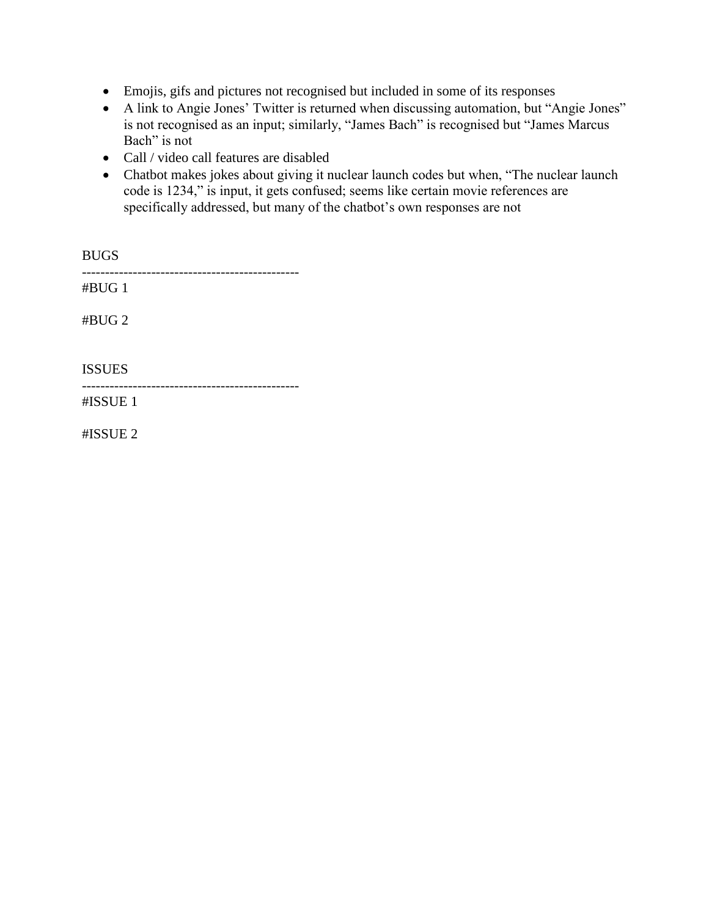- Emojis, gifs and pictures not recognised but included in some of its responses
- A link to Angie Jones' Twitter is returned when discussing automation, but "Angie Jones" is not recognised as an input; similarly, "James Bach" is recognised but "James Marcus Bach" is not
- Call / video call features are disabled
- Chatbot makes jokes about giving it nuclear launch codes but when, "The nuclear launch code is 1234," is input, it gets confused; seems like certain movie references are specifically addressed, but many of the chatbot's own responses are not

BUGS

-----------------------------------------------

#BUG 1

#BUG 2

ISSUES

-----------------------------------------------

#ISSUE 1

#ISSUE 2